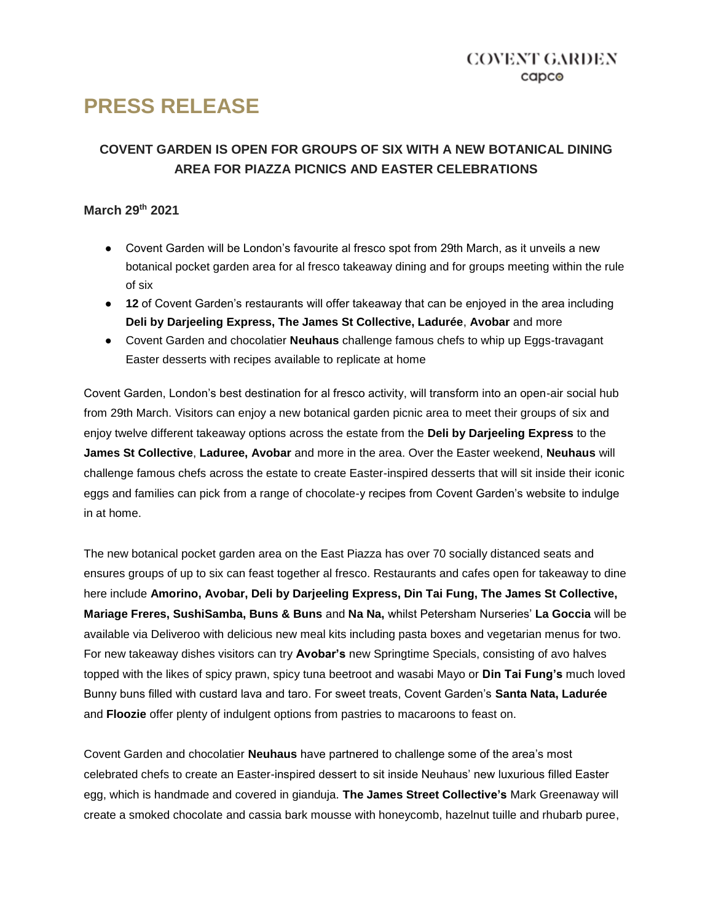COVENT GARDEN
capco

# PRESS RELEASE

## COVENT GARDEN IS OPEN FOR GROUPS OF SIX WITH A NEW BOTANICAL DINING AREA FOR PIAZZA PICNICS AND EASTER CELEBRATIONS

**March 29th 2021**

- Covent Garden will be London's favourite al fresco spot from 29th March, as it unveils a new botanical pocket garden area for al fresco takeaway dining and for groups meeting within the rule of six
- **12** of Covent Garden's restaurants will offer takeaway that can be enjoyed in the area including **Deli by Darjeeling Express, The James St Collective, Ladurée**, **Avobar** and more
- Covent Garden and chocolatier **Neuhaus** challenge famous chefs to whip up Eggs-travagant Easter desserts with recipes available to replicate at home

Covent Garden, London's best destination for al fresco activity, will transform into an open-air social hub from 29th March. Visitors can enjoy a new botanical garden picnic area to meet their groups of six and enjoy twelve different takeaway options across the estate from the **Deli by Darjeeling Express** to the **James St Collective**, **Laduree, Avobar** and more in the area. Over the Easter weekend, **Neuhaus** will challenge famous chefs across the estate to create Easter-inspired desserts that will sit inside their iconic eggs and families can pick from a range of chocolate-y recipes from Covent Garden's website to indulge in at home.

The new botanical pocket garden area on the East Piazza has over 70 socially distanced seats and ensures groups of up to six can feast together al fresco. Restaurants and cafes open for takeaway to dine here include **Amorino, Avobar, Deli by Darjeeling Express, Din Tai Fung, The James St Collective, Mariage Freres, SushiSamba, Buns & Buns** and **Na Na,** whilst Petersham Nurseries' **La Goccia** will be available via Deliveroo with delicious new meal kits including pasta boxes and vegetarian menus for two. For new takeaway dishes visitors can try **Avobar's** new Springtime Specials, consisting of avo halves topped with the likes of spicy prawn, spicy tuna beetroot and wasabi Mayo or **Din Tai Fung's** much loved Bunny buns filled with custard lava and taro. For sweet treats, Covent Garden's **Santa Nata, Ladurée** and **Floozie** offer plenty of indulgent options from pastries to macaroons to feast on.

Covent Garden and chocolatier **Neuhaus** have partnered to challenge some of the area's most celebrated chefs to create an Easter-inspired dessert to sit inside Neuhaus' new luxurious filled Easter egg, which is handmade and covered in gianduja. **The James Street Collective's** Mark Greenaway will create a smoked chocolate and cassia bark mousse with honeycomb, hazelnut tuille and rhubarb puree,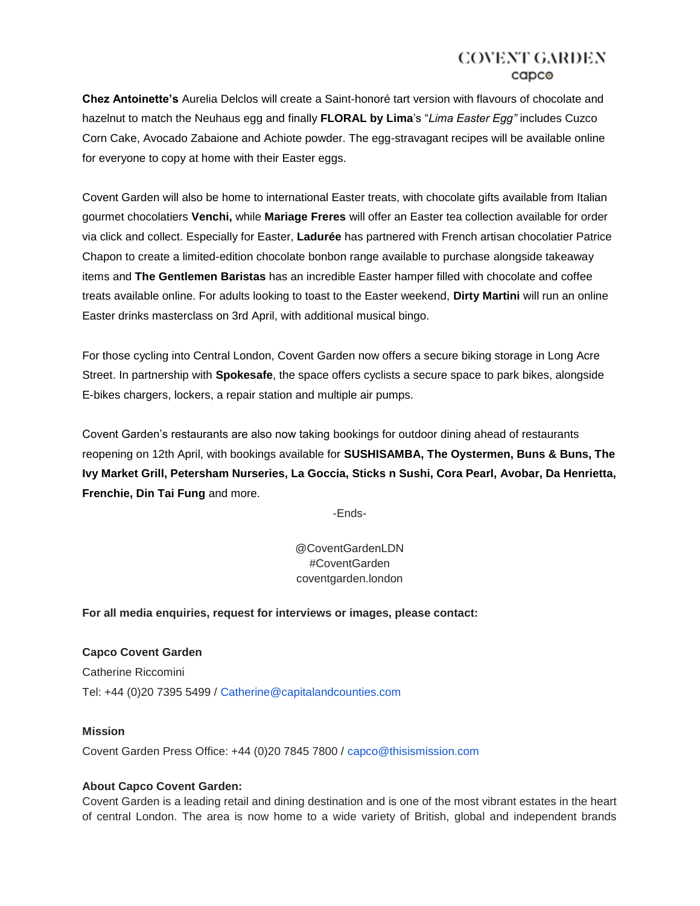**Chez Antoinette's** Aurelia Delclos will create a Saint-honoré tart version with flavours of chocolate and hazelnut to match the Neuhaus egg and finally **FLORAL by Lima**'s "*Lima Easter Egg"* includes Cuzco Corn Cake, Avocado Zabaione and Achiote powder. The egg-stravagant recipes will be available online for everyone to copy at home with their Easter eggs.

Covent Garden will also be home to international Easter treats, with chocolate gifts available from Italian gourmet chocolatiers **Venchi,** while **Mariage Freres** will offer an Easter tea collection available for order via click and collect. Especially for Easter, **Ladurée** has partnered with French artisan chocolatier Patrice Chapon to create a limited-edition chocolate bonbon range available to purchase alongside takeaway items and **The Gentlemen Baristas** has an incredible Easter hamper filled with chocolate and coffee treats available online. For adults looking to toast to the Easter weekend, **Dirty Martini** will run an online Easter drinks masterclass on 3rd April, with additional musical bingo.

For those cycling into Central London, Covent Garden now offers a secure biking storage in Long Acre Street. In partnership with **Spokesafe**, the space offers cyclists a secure space to park bikes, alongside E-bikes chargers, lockers, a repair station and multiple air pumps.

Covent Garden's restaurants are also now taking bookings for outdoor dining ahead of restaurants reopening on 12th April, with bookings available for **SUSHISAMBA, The Oystermen, Buns & Buns, The Ivy Market Grill, Petersham Nurseries, La Goccia, Sticks n Sushi, Cora Pearl, Avobar, Da Henrietta, Frenchie, Din Tai Fung** and more.

-Ends-

@CoventGardenLDN
#CoventGarden
coventgarden.london

**For all media enquiries, request for interviews or images, please contact:**

**Capco Covent Garden**
Catherine Riccomini
Tel: +44 (0)20 7395 5499 / Catherine@capitalandcounties.com

**Mission**
Covent Garden Press Office: +44 (0)20 7845 7800 / capco@thisismission.com

**About Capco Covent Garden:**
Covent Garden is a leading retail and dining destination and is one of the most vibrant estates in the heart of central London. The area is now home to a wide variety of British, global and independent brands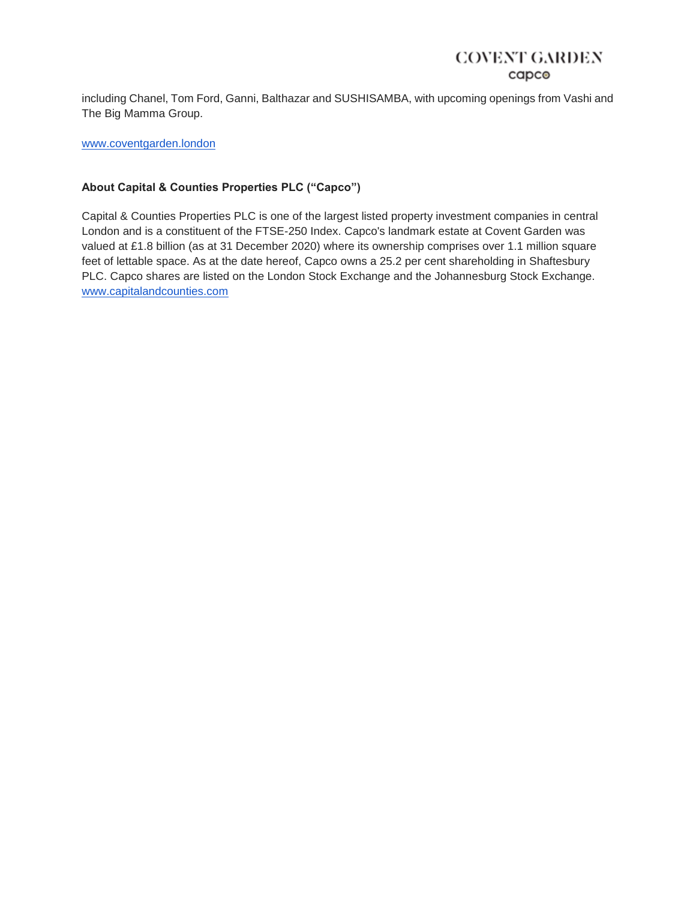including Chanel, Tom Ford, Ganni, Balthazar and SUSHISAMBA, with upcoming openings from Vashi and The Big Mamma Group.

www.coventgarden.london

**About Capital & Counties Properties PLC ("Capco")**

Capital & Counties Properties PLC is one of the largest listed property investment companies in central London and is a constituent of the FTSE-250 Index. Capco's landmark estate at Covent Garden was valued at £1.8 billion (as at 31 December 2020) where its ownership comprises over 1.1 million square feet of lettable space. As at the date hereof, Capco owns a 25.2 per cent shareholding in Shaftesbury PLC. Capco shares are listed on the London Stock Exchange and the Johannesburg Stock Exchange. www.capitalandcounties.com